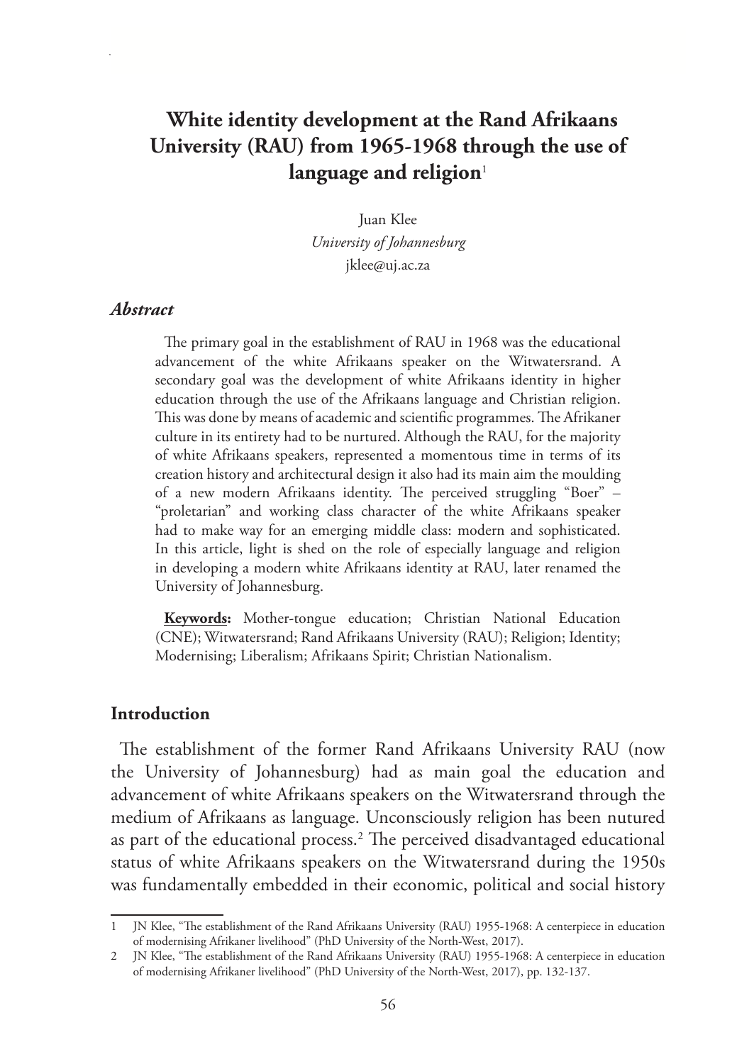# White identity development at the Rand Afrikaans University (RAU) from 1965-1968 through the use of language and religion[1]

Juan Klee
*University of Johannesburg*
jklee@uj.ac.za

### *Abstract*

The primary goal in the establishment of RAU in 1968 was the educational advancement of the white Afrikaans speaker on the Witwatersrand. A secondary goal was the development of white Afrikaans identity in higher education through the use of the Afrikaans language and Christian religion. This was done by means of academic and scientific programmes. The Afrikaner culture in its entirety had to be nurtured. Although the RAU, for the majority of white Afrikaans speakers, represented a momentous time in terms of its creation history and architectural design it also had its main aim the moulding of a new modern Afrikaans identity. The perceived struggling "Boer" – "proletarian" and working class character of the white Afrikaans speaker had to make way for an emerging middle class: modern and sophisticated. In this article, light is shed on the role of especially language and religion in developing a modern white Afrikaans identity at RAU, later renamed the University of Johannesburg.

**Keywords:** Mother-tongue education; Christian National Education (CNE); Witwatersrand; Rand Afrikaans University (RAU); Religion; Identity; Modernising; Liberalism; Afrikaans Spirit; Christian Nationalism.

## Introduction

The establishment of the former Rand Afrikaans University RAU (now the University of Johannesburg) had as main goal the education and advancement of white Afrikaans speakers on the Witwatersrand through the medium of Afrikaans as language. Unconsciously religion has been nutured as part of the educational process.[2] The perceived disadvantaged educational status of white Afrikaans speakers on the Witwatersrand during the 1950s was fundamentally embedded in their economic, political and social history

1 JN Klee, "The establishment of the Rand Afrikaans University (RAU) 1955-1968: A centerpiece in education of modernising Afrikaner livelihood" (PhD University of the North-West, 2017).

2 JN Klee, "The establishment of the Rand Afrikaans University (RAU) 1955-1968: A centerpiece in education of modernising Afrikaner livelihood" (PhD University of the North-West, 2017), pp. 132-137.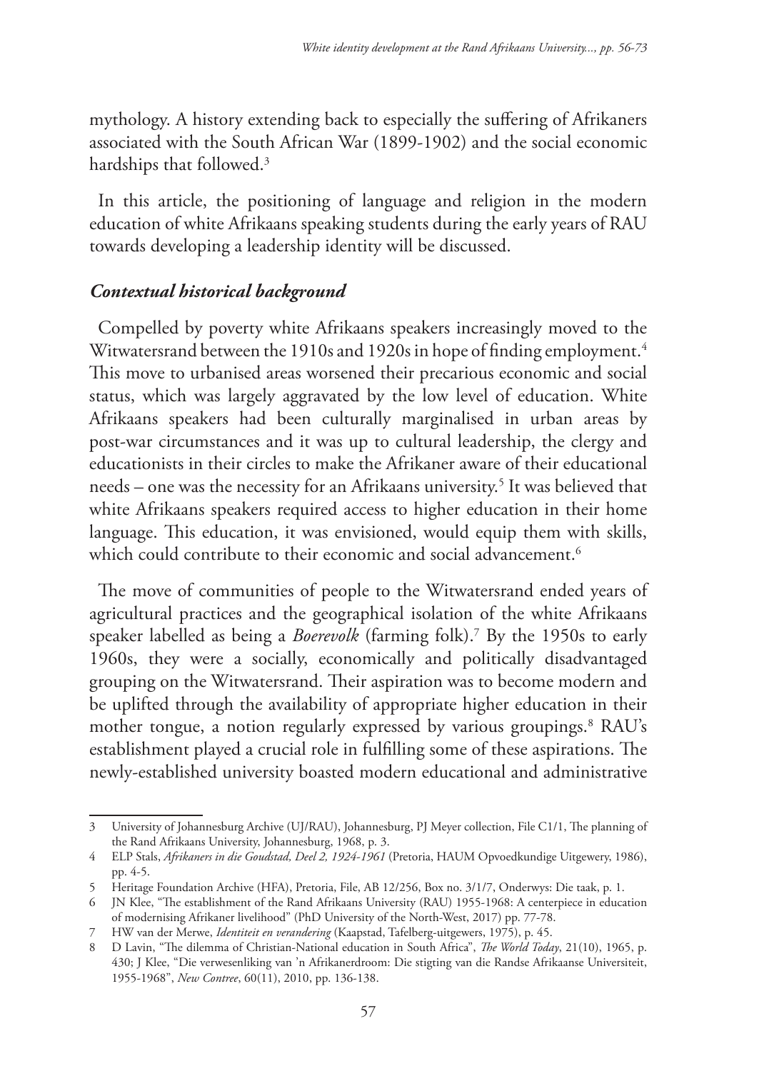mythology. A history extending back to especially the suffering of Afrikaners associated with the South African War (1899-1902) and the social economic hardships that followed.[3]

In this article, the positioning of language and religion in the modern education of white Afrikaans speaking students during the early years of RAU towards developing a leadership identity will be discussed.

### *Contextual historical background*

Compelled by poverty white Afrikaans speakers increasingly moved to the Witwatersrand between the 1910s and 1920s in hope of finding employment.[4] This move to urbanised areas worsened their precarious economic and social status, which was largely aggravated by the low level of education. White Afrikaans speakers had been culturally marginalised in urban areas by post-war circumstances and it was up to cultural leadership, the clergy and educationists in their circles to make the Afrikaner aware of their educational needs – one was the necessity for an Afrikaans university.[5] It was believed that white Afrikaans speakers required access to higher education in their home language. This education, it was envisioned, would equip them with skills, which could contribute to their economic and social advancement.[6]

The move of communities of people to the Witwatersrand ended years of agricultural practices and the geographical isolation of the white Afrikaans speaker labelled as being a *Boerevolk* (farming folk).[7] By the 1950s to early 1960s, they were a socially, economically and politically disadvantaged grouping on the Witwatersrand. Their aspiration was to become modern and be uplifted through the availability of appropriate higher education in their mother tongue, a notion regularly expressed by various groupings.[8] RAU's establishment played a crucial role in fulfilling some of these aspirations. The newly-established university boasted modern educational and administrative

---

3 University of Johannesburg Archive (UJ/RAU), Johannesburg, PJ Meyer collection, File C1/1, The planning of the Rand Afrikaans University, Johannesburg, 1968, p. 3.

4 ELP Stals, *Afrikaners in die Goudstad, Deel 2, 1924-1961* (Pretoria, HAUM Opvoedkundige Uitgewery, 1986), pp. 4-5.

5 Heritage Foundation Archive (HFA), Pretoria, File, AB 12/256, Box no. 3/1/7, Onderwys: Die taak, p. 1.

6 JN Klee, "The establishment of the Rand Afrikaans University (RAU) 1955-1968: A centerpiece in education of modernising Afrikaner livelihood" (PhD University of the North-West, 2017) pp. 77-78.

7 HW van der Merwe, *Identiteit en verandering* (Kaapstad, Tafelberg-uitgewers, 1975), p. 45.

8 D Lavin, "The dilemma of Christian-National education in South Africa", *The World Today*, 21(10), 1965, p. 430; J Klee, "Die verwesenliking van 'n Afrikanerdroom: Die stigting van die Randse Afrikaanse Universiteit, 1955-1968", *New Contree*, 60(11), 2010, pp. 136-138.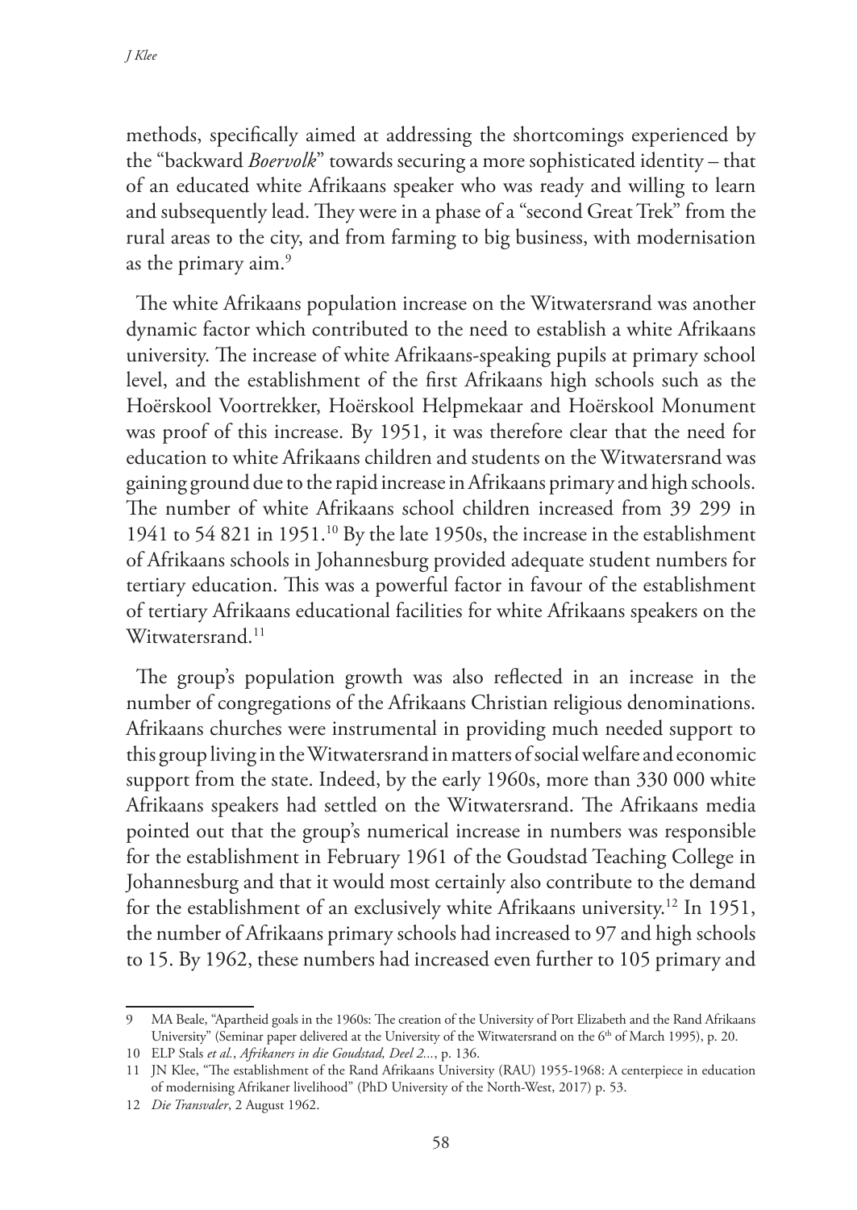methods, specifically aimed at addressing the shortcomings experienced by the "backward *Boervolk*" towards securing a more sophisticated identity – that of an educated white Afrikaans speaker who was ready and willing to learn and subsequently lead. They were in a phase of a "second Great Trek" from the rural areas to the city, and from farming to big business, with modernisation as the primary aim.[9]

The white Afrikaans population increase on the Witwatersrand was another dynamic factor which contributed to the need to establish a white Afrikaans university. The increase of white Afrikaans-speaking pupils at primary school level, and the establishment of the first Afrikaans high schools such as the Hoërskool Voortrekker, Hoërskool Helpmekaar and Hoërskool Monument was proof of this increase. By 1951, it was therefore clear that the need for education to white Afrikaans children and students on the Witwatersrand was gaining ground due to the rapid increase in Afrikaans primary and high schools. The number of white Afrikaans school children increased from 39 299 in 1941 to 54 821 in 1951.[10] By the late 1950s, the increase in the establishment of Afrikaans schools in Johannesburg provided adequate student numbers for tertiary education. This was a powerful factor in favour of the establishment of tertiary Afrikaans educational facilities for white Afrikaans speakers on the Witwatersrand.[11]

The group's population growth was also reflected in an increase in the number of congregations of the Afrikaans Christian religious denominations. Afrikaans churches were instrumental in providing much needed support to this group living in the Witwatersrand in matters of social welfare and economic support from the state. Indeed, by the early 1960s, more than 330 000 white Afrikaans speakers had settled on the Witwatersrand. The Afrikaans media pointed out that the group's numerical increase in numbers was responsible for the establishment in February 1961 of the Goudstad Teaching College in Johannesburg and that it would most certainly also contribute to the demand for the establishment of an exclusively white Afrikaans university.[12] In 1951, the number of Afrikaans primary schools had increased to 97 and high schools to 15. By 1962, these numbers had increased even further to 105 primary and

---

9 MA Beale, "Apartheid goals in the 1960s: The creation of the University of Port Elizabeth and the Rand Afrikaans University" (Seminar paper delivered at the University of the Witwatersrand on the 6th of March 1995), p. 20.

10 ELP Stals *et al.*, *Afrikaners in die Goudstad, Deel 2...*, p. 136.

11 JN Klee, "The establishment of the Rand Afrikaans University (RAU) 1955-1968: A centerpiece in education of modernising Afrikaner livelihood" (PhD University of the North-West, 2017) p. 53.

12 *Die Transvaler*, 2 August 1962.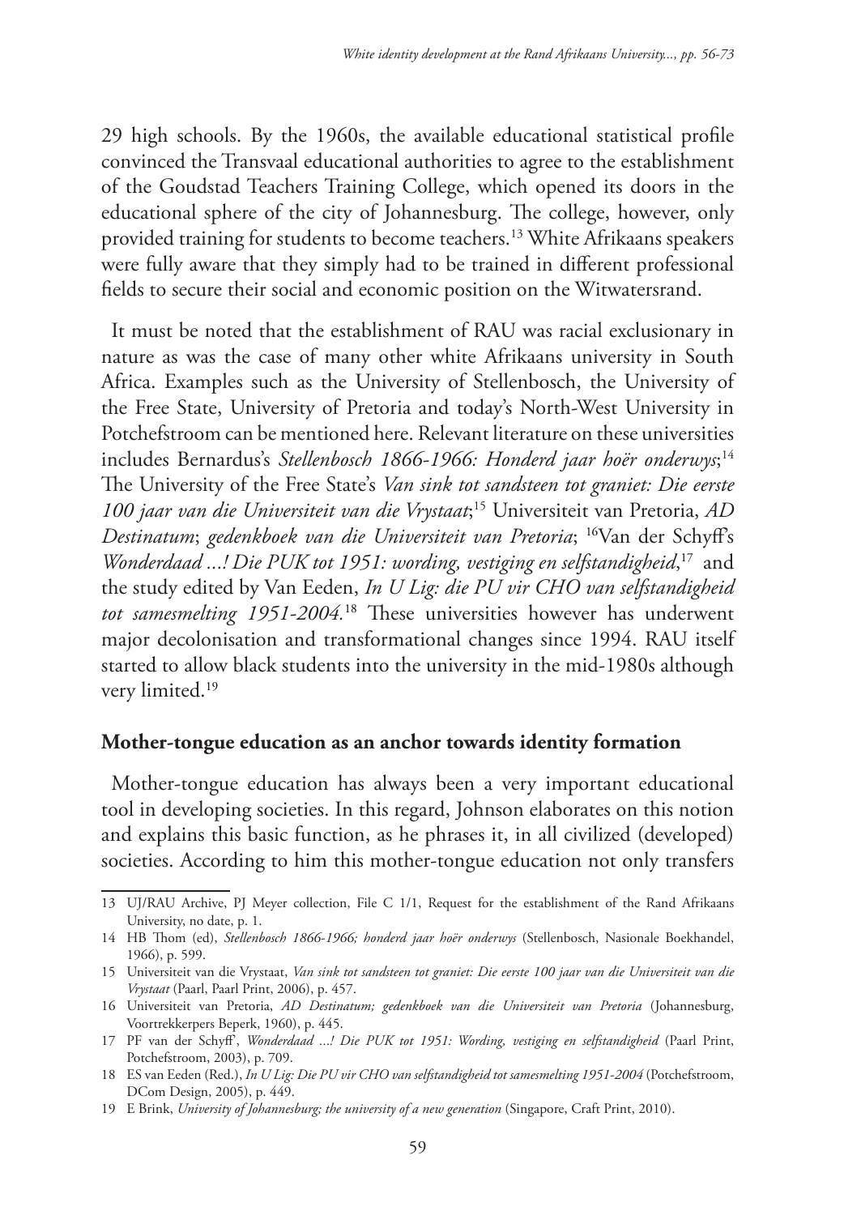29 high schools. By the 1960s, the available educational statistical profile convinced the Transvaal educational authorities to agree to the establishment of the Goudstad Teachers Training College, which opened its doors in the educational sphere of the city of Johannesburg. The college, however, only provided training for students to become teachers.[13] White Afrikaans speakers were fully aware that they simply had to be trained in different professional fields to secure their social and economic position on the Witwatersrand.

It must be noted that the establishment of RAU was racial exclusionary in nature as was the case of many other white Afrikaans university in South Africa. Examples such as the University of Stellenbosch, the University of the Free State, University of Pretoria and today's North-West University in Potchefstroom can be mentioned here. Relevant literature on these universities includes Bernardus's *Stellenbosch 1866-1966: Honderd jaar hoër onderwys*;[14] The University of the Free State's *Van sink tot sandsteen tot graniet: Die eerste 100 jaar van die Universiteit van die Vrystaat*;[15] Universiteit van Pretoria, *AD Destinatum*; *gedenkboek van die Universiteit van Pretoria*; [16]Van der Schyff's *Wonderdaad ...! Die PUK tot 1951: wording, vestiging en selfstandigheid*,[17] and the study edited by Van Eeden, *In U Lig: die PU vir CHO van selfstandigheid tot samesmelting 1951-2004.*[18] These universities however has underwent major decolonisation and transformational changes since 1994. RAU itself started to allow black students into the university in the mid-1980s although very limited.[19]

## Mother-tongue education as an anchor towards identity formation

Mother-tongue education has always been a very important educational tool in developing societies. In this regard, Johnson elaborates on this notion and explains this basic function, as he phrases it, in all civilized (developed) societies. According to him this mother-tongue education not only transfers

---

13 UJ/RAU Archive, PJ Meyer collection, File C 1/1, Request for the establishment of the Rand Afrikaans University, no date, p. 1.

14 HB Thom (ed), *Stellenbosch 1866-1966; honderd jaar hoër onderwys* (Stellenbosch, Nasionale Boekhandel, 1966), p. 599.

15 Universiteit van die Vrystaat, *Van sink tot sandsteen tot graniet: Die eerste 100 jaar van die Universiteit van die Vrystaat* (Paarl, Paarl Print, 2006), p. 457.

16 Universiteit van Pretoria, *AD Destinatum; gedenkboek van die Universiteit van Pretoria* (Johannesburg, Voortrekkerpers Beperk, 1960), p. 445.

17 PF van der Schyff', *Wonderdaad ...! Die PUK tot 1951: Wording, vestiging en selfstandigheid* (Paarl Print, Potchefstroom, 2003), p. 709.

18 ES van Eeden (Red.), *In U Lig: Die PU vir CHO van selfstandigheid tot samesmelting 1951-2004* (Potchefstroom, DCom Design, 2005), p. 449.

19 E Brink, *University of Johannesburg; the university of a new generation* (Singapore, Craft Print, 2010).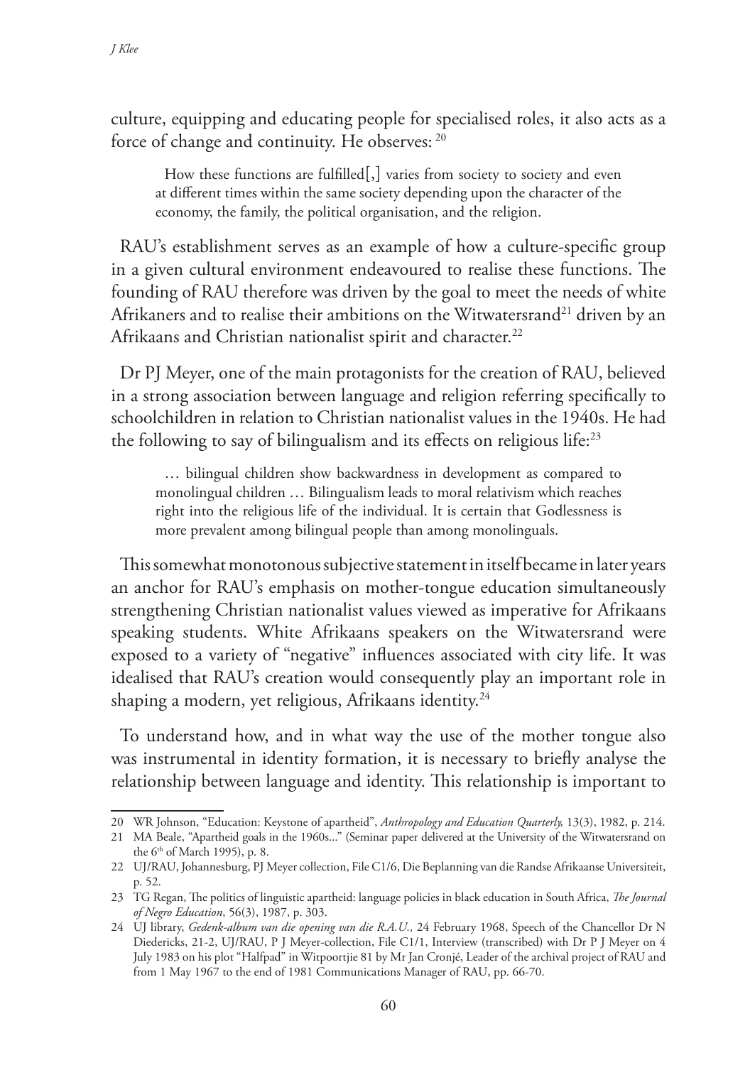culture, equipping and educating people for specialised roles, it also acts as a force of change and continuity. He observes: [20]

> How these functions are fulfilled[,] varies from society to society and even at different times within the same society depending upon the character of the economy, the family, the political organisation, and the religion.

RAU's establishment serves as an example of how a culture-specific group in a given cultural environment endeavoured to realise these functions. The founding of RAU therefore was driven by the goal to meet the needs of white Afrikaners and to realise their ambitions on the Witwatersrand[21] driven by an Afrikaans and Christian nationalist spirit and character.[22]

Dr PJ Meyer, one of the main protagonists for the creation of RAU, believed in a strong association between language and religion referring specifically to schoolchildren in relation to Christian nationalist values in the 1940s. He had the following to say of bilingualism and its effects on religious life:[23]

> … bilingual children show backwardness in development as compared to monolingual children … Bilingualism leads to moral relativism which reaches right into the religious life of the individual. It is certain that Godlessness is more prevalent among bilingual people than among monolinguals.

This somewhat monotonous subjective statement in itself became in later years an anchor for RAU's emphasis on mother-tongue education simultaneously strengthening Christian nationalist values viewed as imperative for Afrikaans speaking students. White Afrikaans speakers on the Witwatersrand were exposed to a variety of "negative" influences associated with city life. It was idealised that RAU's creation would consequently play an important role in shaping a modern, yet religious, Afrikaans identity.[24]

To understand how, and in what way the use of the mother tongue also was instrumental in identity formation, it is necessary to briefly analyse the relationship between language and identity. This relationship is important to

---

20 WR Johnson, "Education: Keystone of apartheid", *Anthropology and Education Quarterly,* 13(3), 1982, p. 214.

21 MA Beale, "Apartheid goals in the 1960s..." (Seminar paper delivered at the University of the Witwatersrand on the 6th of March 1995), p. 8.

22 UJ/RAU, Johannesburg, PJ Meyer collection, File C1/6, Die Beplanning van die Randse Afrikaanse Universiteit, p. 52.

23 TG Regan, The politics of linguistic apartheid: language policies in black education in South Africa, *The Journal of Negro Education*, 56(3), 1987, p. 303.

24 UJ library, *Gedenk-album van die opening van die R.A.U.,* 24 February 1968, Speech of the Chancellor Dr N Diedericks, 21-2, UJ/RAU, P J Meyer-collection, File C1/1, Interview (transcribed) with Dr P J Meyer on 4 July 1983 on his plot "Halfpad" in Witpoortjie 81 by Mr Jan Cronjé, Leader of the archival project of RAU and from 1 May 1967 to the end of 1981 Communications Manager of RAU, pp. 66-70.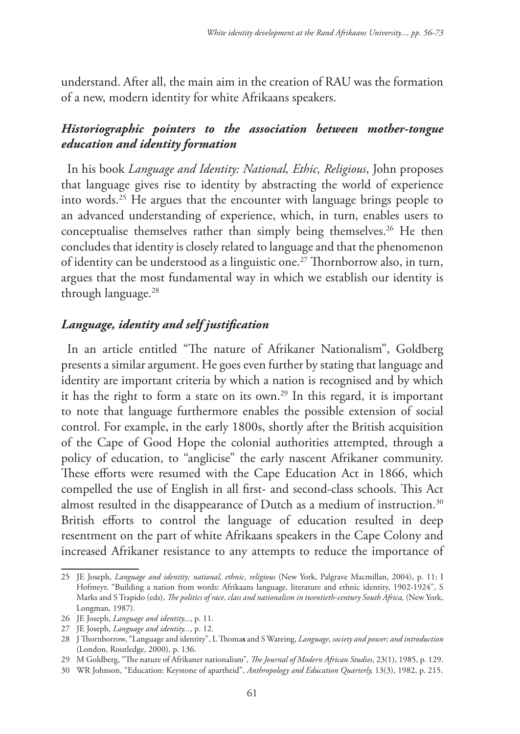understand. After all, the main aim in the creation of RAU was the formation of a new, modern identity for white Afrikaans speakers.

### *Historiographic pointers to the association between mother-tongue education and identity formation*

In his book *Language and Identity: National, Ethic, Religious*, John proposes that language gives rise to identity by abstracting the world of experience into words.[25] He argues that the encounter with language brings people to an advanced understanding of experience, which, in turn, enables users to conceptualise themselves rather than simply being themselves.[26] He then concludes that identity is closely related to language and that the phenomenon of identity can be understood as a linguistic one.[27] Thornborrow also, in turn, argues that the most fundamental way in which we establish our identity is through language.[28]

### *Language, identity and self justification*

In an article entitled "The nature of Afrikaner Nationalism", Goldberg presents a similar argument. He goes even further by stating that language and identity are important criteria by which a nation is recognised and by which it has the right to form a state on its own.[29] In this regard, it is important to note that language furthermore enables the possible extension of social control. For example, in the early 1800s, shortly after the British acquisition of the Cape of Good Hope the colonial authorities attempted, through a policy of education, to "anglicise" the early nascent Afrikaner community. These efforts were resumed with the Cape Education Act in 1866, which compelled the use of English in all first- and second-class schools. This Act almost resulted in the disappearance of Dutch as a medium of instruction.[30] British efforts to control the language of education resulted in deep resentment on the part of white Afrikaans speakers in the Cape Colony and increased Afrikaner resistance to any attempts to reduce the importance of

---

25 JE Joseph, *Language and identity; national, ethnic, religious* (New York, Palgrave Macmillan, 2004), p. 11; I Hofmeyr, "Building a nation from words: Afrikaans language, literature and ethnic identity, 1902-1924", S Marks and S Trapido (eds), *The politics of race, class and nationalism in twentieth-century South Africa,* (New York, Longman, 1987).

26 JE Joseph, *Language and identity...*, p. 11.

27 JE Joseph, *Language and identity...*, p. 12.

28 J Thornborrow, "Language and identity", L Thomas and S Wareing, *Language, society and power; and introduction* (London, Routledge, 2000), p. 136.

29 M Goldberg, "The nature of Afrikaner nationalism", *The Journal of Modern African Studies*, 23(1), 1985, p. 129.

30 WR Johnson, "Education: Keystone of apartheid", *Anthropology and Education Quarterly,* 13(3), 1982, p. 215.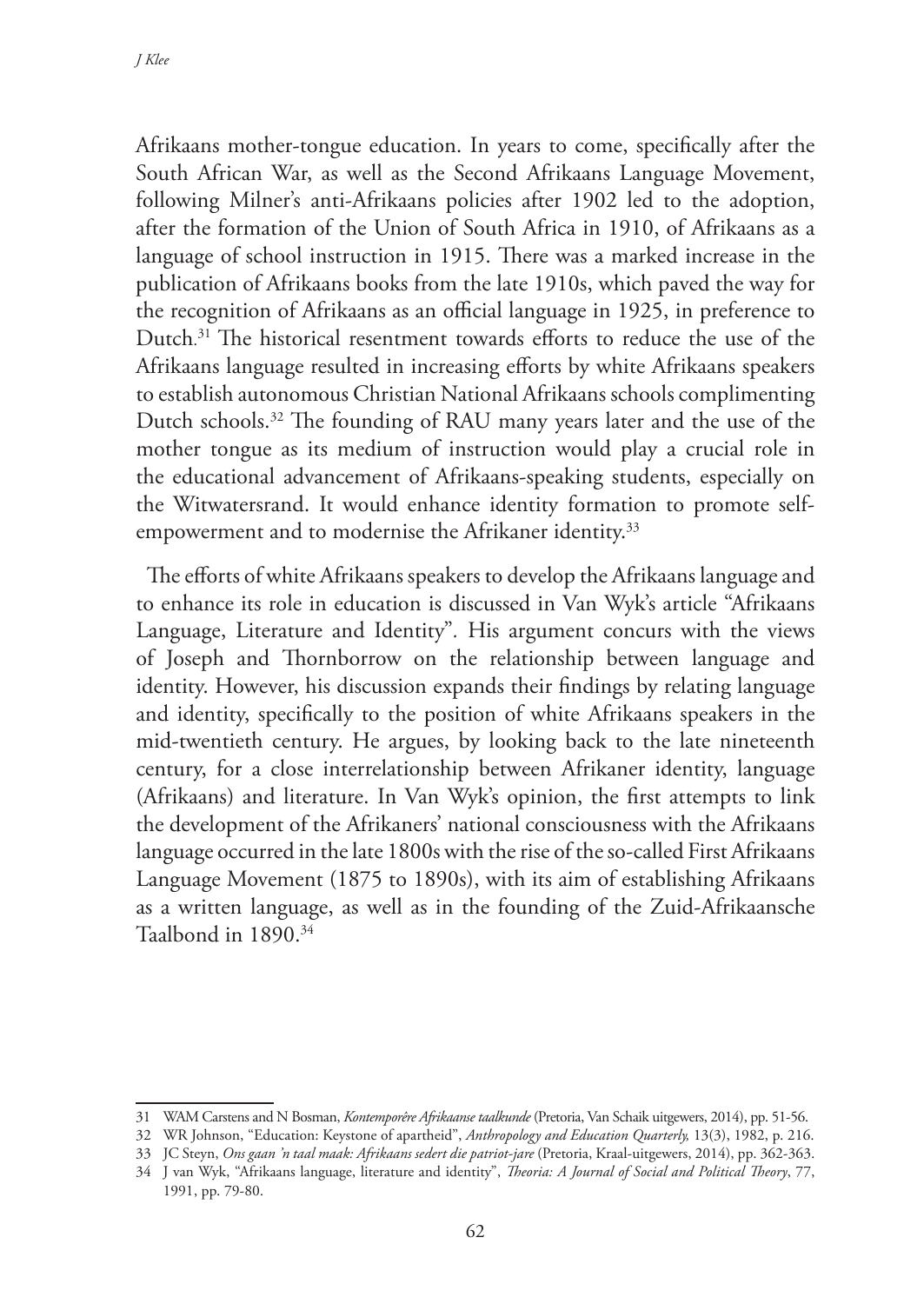Afrikaans mother-tongue education. In years to come, specifically after the South African War, as well as the Second Afrikaans Language Movement, following Milner's anti-Afrikaans policies after 1902 led to the adoption, after the formation of the Union of South Africa in 1910, of Afrikaans as a language of school instruction in 1915. There was a marked increase in the publication of Afrikaans books from the late 1910s, which paved the way for the recognition of Afrikaans as an official language in 1925, in preference to Dutch.[31] The historical resentment towards efforts to reduce the use of the Afrikaans language resulted in increasing efforts by white Afrikaans speakers to establish autonomous Christian National Afrikaans schools complimenting Dutch schools.[32] The founding of RAU many years later and the use of the mother tongue as its medium of instruction would play a crucial role in the educational advancement of Afrikaans-speaking students, especially on the Witwatersrand. It would enhance identity formation to promote self-empowerment and to modernise the Afrikaner identity.[33]

The efforts of white Afrikaans speakers to develop the Afrikaans language and to enhance its role in education is discussed in Van Wyk's article "Afrikaans Language, Literature and Identity". His argument concurs with the views of Joseph and Thornborrow on the relationship between language and identity. However, his discussion expands their findings by relating language and identity, specifically to the position of white Afrikaans speakers in the mid-twentieth century. He argues, by looking back to the late nineteenth century, for a close interrelationship between Afrikaner identity, language (Afrikaans) and literature. In Van Wyk's opinion, the first attempts to link the development of the Afrikaners' national consciousness with the Afrikaans language occurred in the late 1800s with the rise of the so-called First Afrikaans Language Movement (1875 to 1890s), with its aim of establishing Afrikaans as a written language, as well as in the founding of the Zuid-Afrikaansche Taalbond in 1890.[34]

---

31 WAM Carstens and N Bosman, *Kontemporêre Afrikaanse taalkunde* (Pretoria, Van Schaik uitgewers, 2014), pp. 51-56.

32 WR Johnson, "Education: Keystone of apartheid", *Anthropology and Education Quarterly,* 13(3), 1982, p. 216.

33 JC Steyn, *Ons gaan 'n taal maak: Afrikaans sedert die patriot-jare* (Pretoria, Kraal-uitgewers, 2014), pp. 362-363.

34 J van Wyk, "Afrikaans language, literature and identity", *Theoria: A Journal of Social and Political Theory*, 77, 1991, pp. 79-80.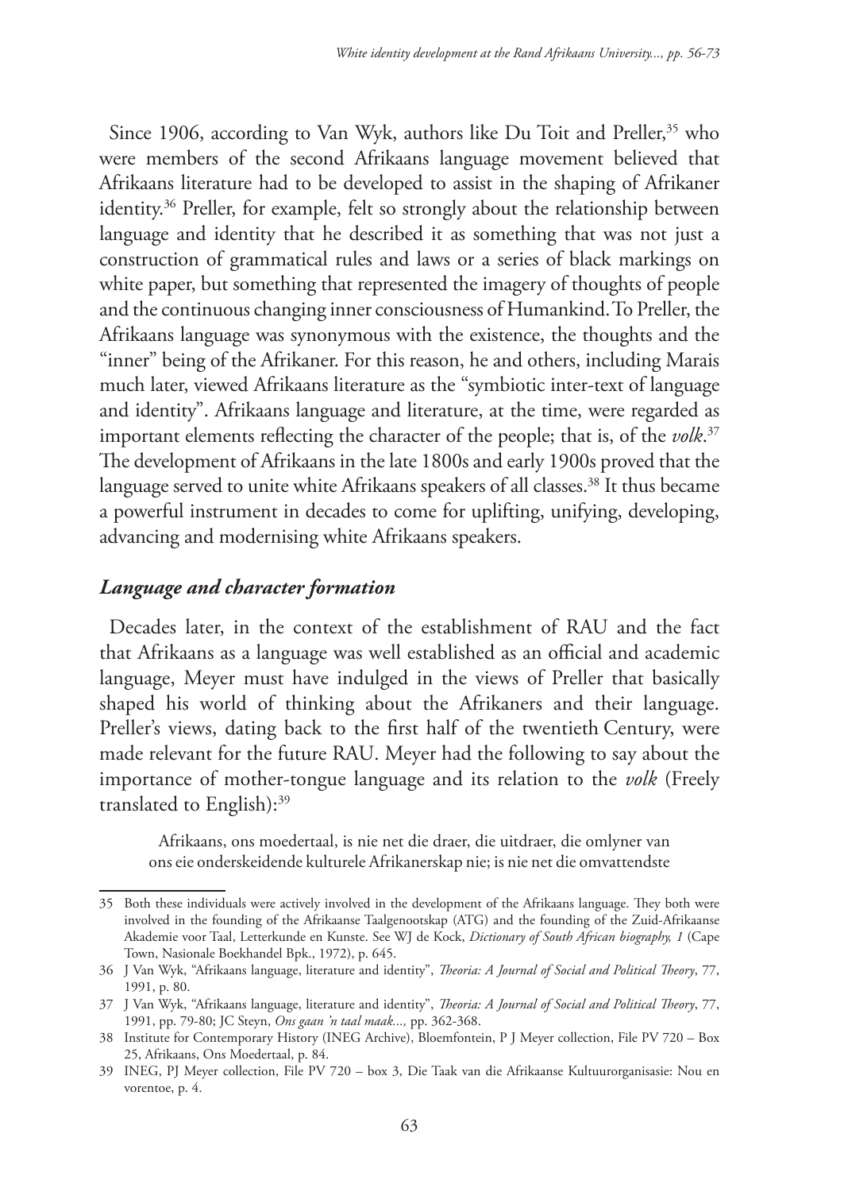Since 1906, according to Van Wyk, authors like Du Toit and Preller,[35] who were members of the second Afrikaans language movement believed that Afrikaans literature had to be developed to assist in the shaping of Afrikaner identity.[36] Preller, for example, felt so strongly about the relationship between language and identity that he described it as something that was not just a construction of grammatical rules and laws or a series of black markings on white paper, but something that represented the imagery of thoughts of people and the continuous changing inner consciousness of Humankind. To Preller, the Afrikaans language was synonymous with the existence, the thoughts and the "inner" being of the Afrikaner. For this reason, he and others, including Marais much later, viewed Afrikaans literature as the "symbiotic inter-text of language and identity". Afrikaans language and literature, at the time, were regarded as important elements reflecting the character of the people; that is, of the *volk*.[37] The development of Afrikaans in the late 1800s and early 1900s proved that the language served to unite white Afrikaans speakers of all classes.[38] It thus became a powerful instrument in decades to come for uplifting, unifying, developing, advancing and modernising white Afrikaans speakers.

### *Language and character formation*

Decades later, in the context of the establishment of RAU and the fact that Afrikaans as a language was well established as an official and academic language, Meyer must have indulged in the views of Preller that basically shaped his world of thinking about the Afrikaners and their language. Preller's views, dating back to the first half of the twentieth Century, were made relevant for the future RAU. Meyer had the following to say about the importance of mother-tongue language and its relation to the *volk* (Freely translated to English):[39]

> Afrikaans, ons moedertaal, is nie net die draer, die uitdraer, die omlyner van ons eie onderskeidende kulturele Afrikanerskap nie; is nie net die omvattendste

---

35 Both these individuals were actively involved in the development of the Afrikaans language. They both were involved in the founding of the Afrikaanse Taalgenootskap (ATG) and the founding of the Zuid-Afrikaanse Akademie voor Taal, Letterkunde en Kunste. See WJ de Kock, *Dictionary of South African biography, 1* (Cape Town, Nasionale Boekhandel Bpk., 1972), p. 645.

36 J Van Wyk, "Afrikaans language, literature and identity", *Theoria: A Journal of Social and Political Theory*, 77, 1991, p. 80.

37 J Van Wyk, "Afrikaans language, literature and identity", *Theoria: A Journal of Social and Political Theory*, 77, 1991, pp. 79-80; JC Steyn, *Ons gaan 'n taal maak...,* pp. 362-368.

38 Institute for Contemporary History (INEG Archive), Bloemfontein, P J Meyer collection, File PV 720 – Box 25, Afrikaans, Ons Moedertaal, p. 84.

39 INEG, PJ Meyer collection, File PV 720 – box 3, Die Taak van die Afrikaanse Kultuurorganisasie: Nou en vorentoe, p. 4.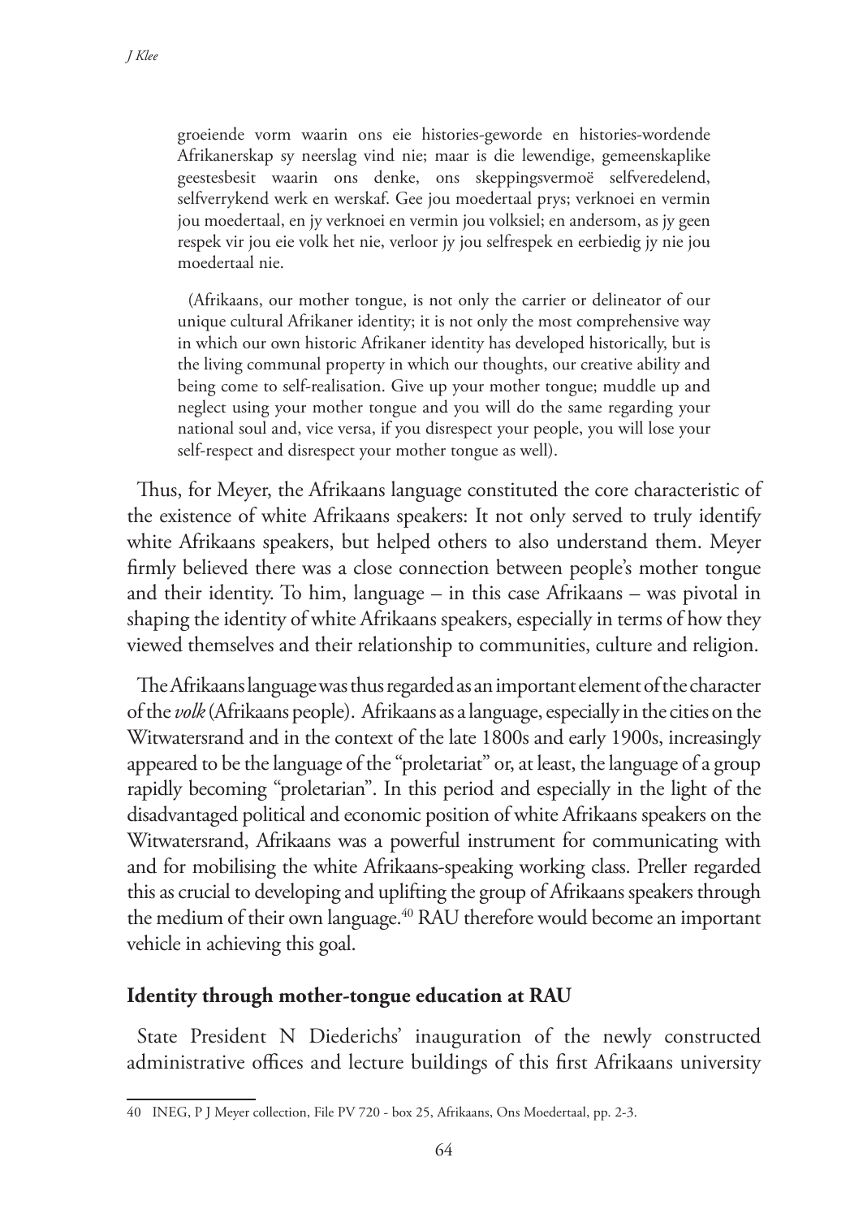> groeiende vorm waarin ons eie histories-geworde en histories-wordende Afrikanerskap sy neerslag vind nie; maar is die lewendige, gemeenskaplike geestesbesit waarin ons denke, ons skeppingsvermoë selfveredelend, selfverrykend werk en werskaf. Gee jou moedertaal prys; verknoei en vermin jou moedertaal, en jy verknoei en vermin jou volksiel; en andersom, as jy geen respek vir jou eie volk het nie, verloor jy jou selfrespek en eerbiedig jy nie jou moedertaal nie.
>
> (Afrikaans, our mother tongue, is not only the carrier or delineator of our unique cultural Afrikaner identity; it is not only the most comprehensive way in which our own historic Afrikaner identity has developed historically, but is the living communal property in which our thoughts, our creative ability and being come to self-realisation. Give up your mother tongue; muddle up and neglect using your mother tongue and you will do the same regarding your national soul and, vice versa, if you disrespect your people, you will lose your self-respect and disrespect your mother tongue as well).

Thus, for Meyer, the Afrikaans language constituted the core characteristic of the existence of white Afrikaans speakers: It not only served to truly identify white Afrikaans speakers, but helped others to also understand them. Meyer firmly believed there was a close connection between people's mother tongue and their identity. To him, language – in this case Afrikaans – was pivotal in shaping the identity of white Afrikaans speakers, especially in terms of how they viewed themselves and their relationship to communities, culture and religion.

The Afrikaans language was thus regarded as an important element of the character of the *volk* (Afrikaans people). Afrikaans as a language, especially in the cities on the Witwatersrand and in the context of the late 1800s and early 1900s, increasingly appeared to be the language of the "proletariat" or, at least, the language of a group rapidly becoming "proletarian". In this period and especially in the light of the disadvantaged political and economic position of white Afrikaans speakers on the Witwatersrand, Afrikaans was a powerful instrument for communicating with and for mobilising the white Afrikaans-speaking working class. Preller regarded this as crucial to developing and uplifting the group of Afrikaans speakers through the medium of their own language.[40] RAU therefore would become an important vehicle in achieving this goal.

## Identity through mother-tongue education at RAU

State President N Diederichs' inauguration of the newly constructed administrative offices and lecture buildings of this first Afrikaans university

---

40 INEG, P J Meyer collection, File PV 720 - box 25, Afrikaans, Ons Moedertaal, pp. 2-3.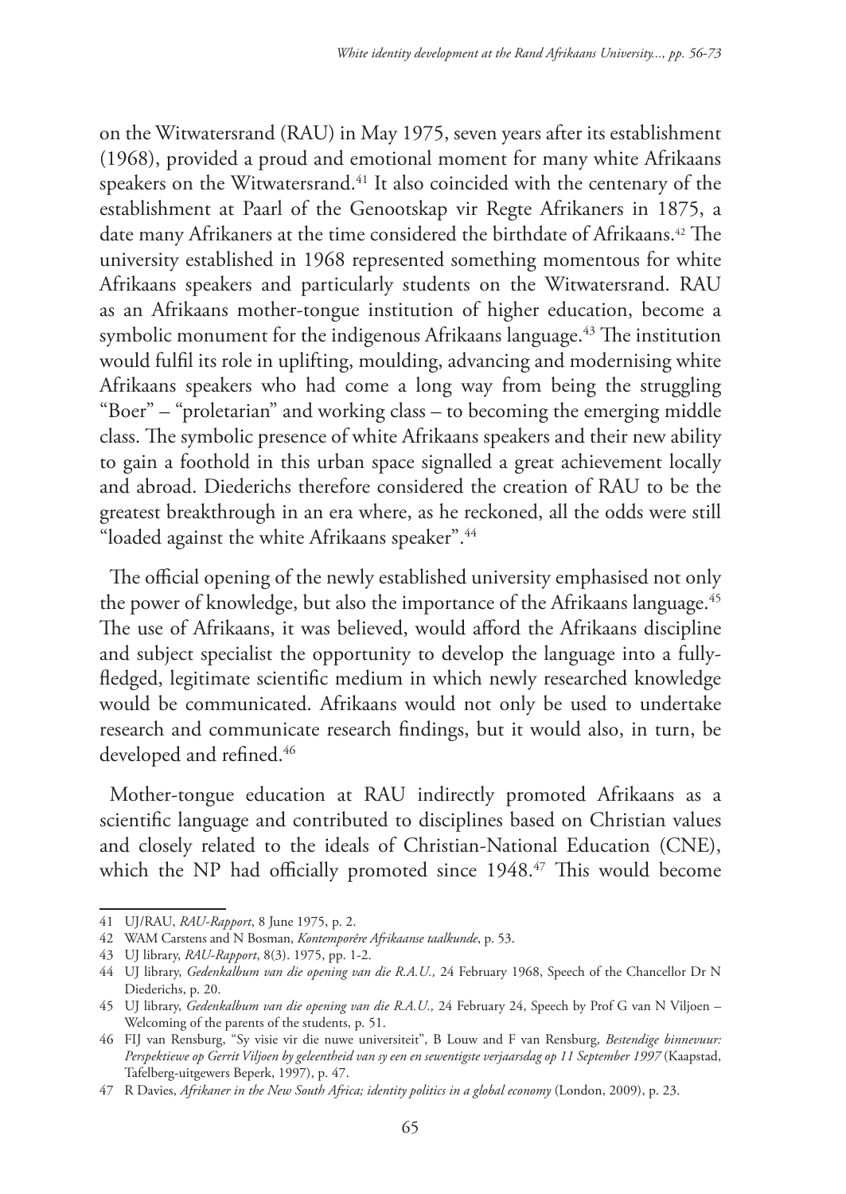on the Witwatersrand (RAU) in May 1975, seven years after its establishment (1968), provided a proud and emotional moment for many white Afrikaans speakers on the Witwatersrand.[41] It also coincided with the centenary of the establishment at Paarl of the Genootskap vir Regte Afrikaners in 1875, a date many Afrikaners at the time considered the birthdate of Afrikaans.[42] The university established in 1968 represented something momentous for white Afrikaans speakers and particularly students on the Witwatersrand. RAU as an Afrikaans mother-tongue institution of higher education, become a symbolic monument for the indigenous Afrikaans language.[43] The institution would fulfil its role in uplifting, moulding, advancing and modernising white Afrikaans speakers who had come a long way from being the struggling "Boer" – "proletarian" and working class – to becoming the emerging middle class. The symbolic presence of white Afrikaans speakers and their new ability to gain a foothold in this urban space signalled a great achievement locally and abroad. Diederichs therefore considered the creation of RAU to be the greatest breakthrough in an era where, as he reckoned, all the odds were still "loaded against the white Afrikaans speaker".[44]

The official opening of the newly established university emphasised not only the power of knowledge, but also the importance of the Afrikaans language.[45] The use of Afrikaans, it was believed, would afford the Afrikaans discipline and subject specialist the opportunity to develop the language into a fully-fledged, legitimate scientific medium in which newly researched knowledge would be communicated. Afrikaans would not only be used to undertake research and communicate research findings, but it would also, in turn, be developed and refined.[46]

Mother-tongue education at RAU indirectly promoted Afrikaans as a scientific language and contributed to disciplines based on Christian values and closely related to the ideals of Christian-National Education (CNE), which the NP had officially promoted since 1948.[47] This would become

---

41 UJ/RAU, *RAU-Rapport*, 8 June 1975, p. 2.

42 WAM Carstens and N Bosman, *Kontemporêre Afrikaanse taalkunde*, p. 53.

43 UJ library, *RAU-Rapport*, 8(3). 1975, pp. 1-2.

44 UJ library, *Gedenkalbum van die opening van die R.A.U.,* 24 February 1968, Speech of the Chancellor Dr N Diederichs, p. 20.

45 UJ library, *Gedenkalbum van die opening van die R.A.U.,* 24 February 24, Speech by Prof G van N Viljoen – Welcoming of the parents of the students, p. 51.

46 FIJ van Rensburg, "Sy visie vir die nuwe universiteit", B Louw and F van Rensburg, *Bestendige binnevuur: Perspektiewe op Gerrit Viljoen by geleentheid van sy een en sewentigste verjaarsdag op 11 September 1997* (Kaapstad, Tafelberg-uitgewers Beperk, 1997), p. 47.

47 R Davies, *Afrikaner in the New South Africa; identity politics in a global economy* (London, 2009), p. 23.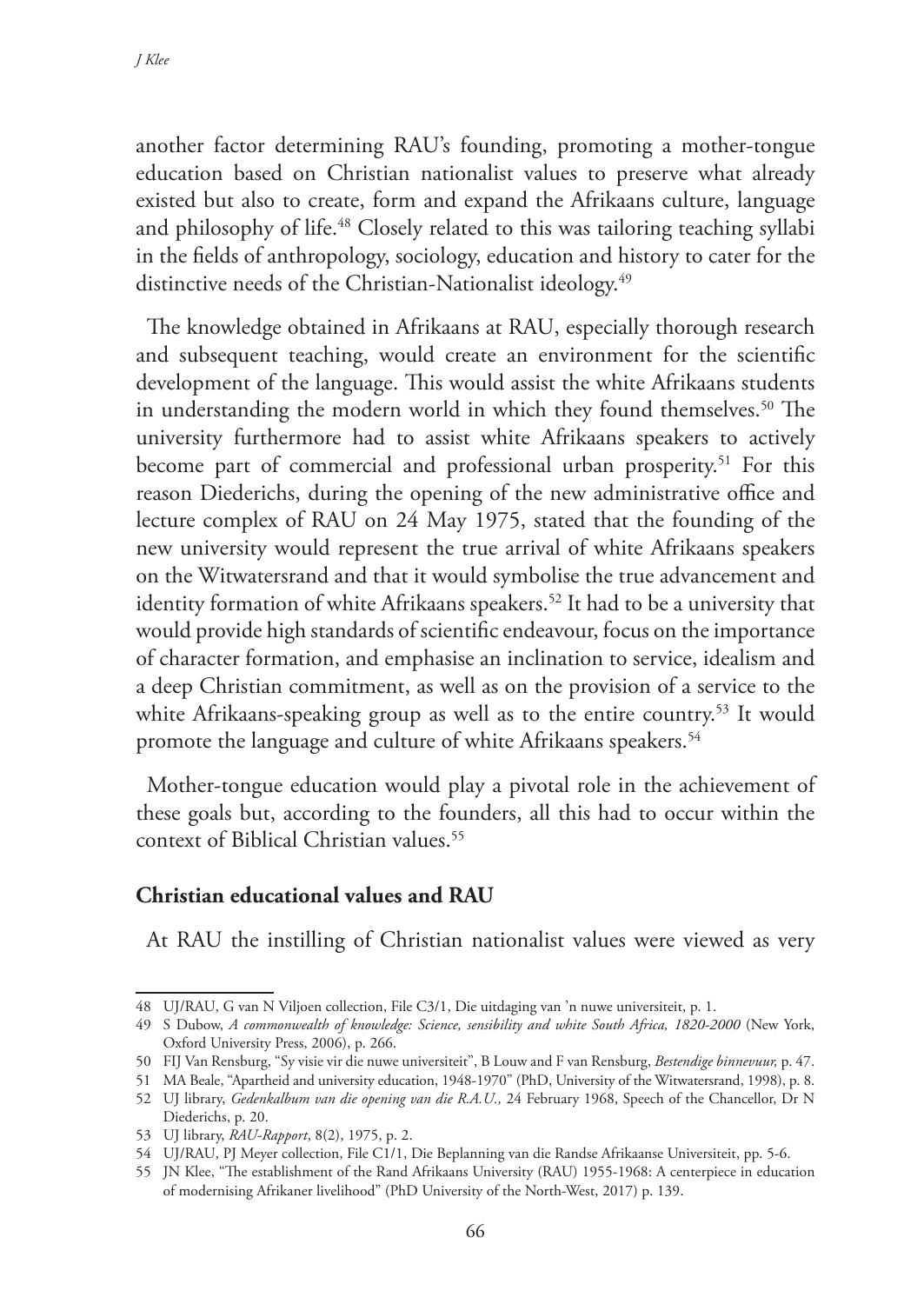another factor determining RAU's founding, promoting a mother-tongue education based on Christian nationalist values to preserve what already existed but also to create, form and expand the Afrikaans culture, language and philosophy of life.[48] Closely related to this was tailoring teaching syllabi in the fields of anthropology, sociology, education and history to cater for the distinctive needs of the Christian-Nationalist ideology.[49]

The knowledge obtained in Afrikaans at RAU, especially thorough research and subsequent teaching, would create an environment for the scientific development of the language. This would assist the white Afrikaans students in understanding the modern world in which they found themselves.[50] The university furthermore had to assist white Afrikaans speakers to actively become part of commercial and professional urban prosperity.[51] For this reason Diederichs, during the opening of the new administrative office and lecture complex of RAU on 24 May 1975, stated that the founding of the new university would represent the true arrival of white Afrikaans speakers on the Witwatersrand and that it would symbolise the true advancement and identity formation of white Afrikaans speakers.[52] It had to be a university that would provide high standards of scientific endeavour, focus on the importance of character formation, and emphasise an inclination to service, idealism and a deep Christian commitment, as well as on the provision of a service to the white Afrikaans-speaking group as well as to the entire country.[53] It would promote the language and culture of white Afrikaans speakers.[54]

Mother-tongue education would play a pivotal role in the achievement of these goals but, according to the founders, all this had to occur within the context of Biblical Christian values.[55]

## Christian educational values and RAU

At RAU the instilling of Christian nationalist values were viewed as very

---

48 UJ/RAU, G van N Viljoen collection, File C3/1, Die uitdaging van 'n nuwe universiteit, p. 1.

49 S Dubow, *A commonwealth of knowledge: Science, sensibility and white South Africa, 1820-2000* (New York, Oxford University Press, 2006), p. 266.

50 FIJ Van Rensburg, "Sy visie vir die nuwe universiteit", B Louw and F van Rensburg, *Bestendige binnevuur,* p. 47.

51 MA Beale, "Apartheid and university education, 1948-1970" (PhD, University of the Witwatersrand, 1998), p. 8.

52 UJ library, *Gedenkalbum van die opening van die R.A.U.,* 24 February 1968, Speech of the Chancellor, Dr N Diederichs, p. 20.

53 UJ library, *RAU-Rapport*, 8(2), 1975, p. 2.

54 UJ/RAU, PJ Meyer collection, File C1/1, Die Beplanning van die Randse Afrikaanse Universiteit, pp. 5-6.

55 JN Klee, "The establishment of the Rand Afrikaans University (RAU) 1955-1968: A centerpiece in education of modernising Afrikaner livelihood" (PhD University of the North-West, 2017) p. 139.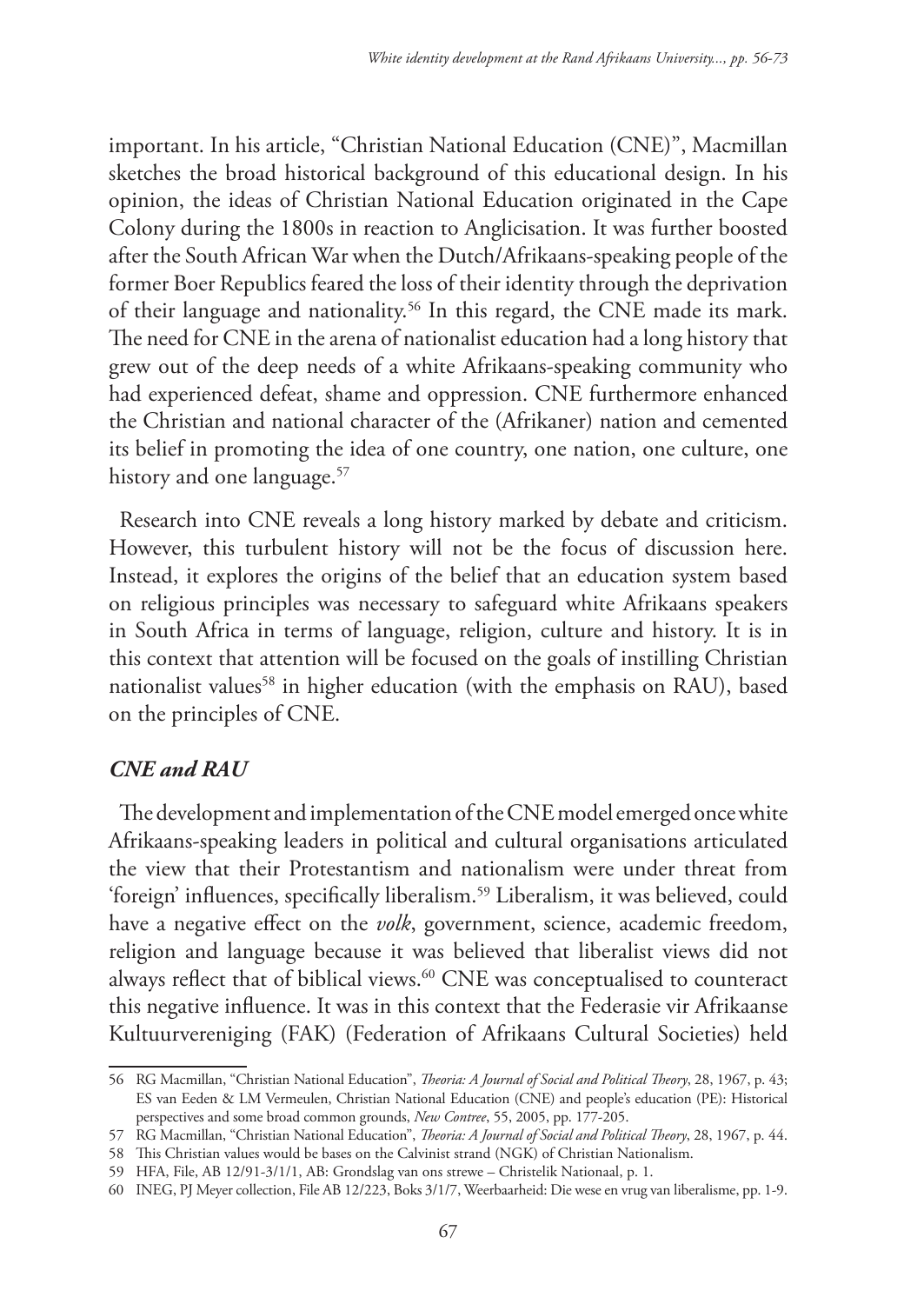important. In his article, "Christian National Education (CNE)", Macmillan sketches the broad historical background of this educational design. In his opinion, the ideas of Christian National Education originated in the Cape Colony during the 1800s in reaction to Anglicisation. It was further boosted after the South African War when the Dutch/Afrikaans-speaking people of the former Boer Republics feared the loss of their identity through the deprivation of their language and nationality.[56] In this regard, the CNE made its mark. The need for CNE in the arena of nationalist education had a long history that grew out of the deep needs of a white Afrikaans-speaking community who had experienced defeat, shame and oppression. CNE furthermore enhanced the Christian and national character of the (Afrikaner) nation and cemented its belief in promoting the idea of one country, one nation, one culture, one history and one language.[57]

Research into CNE reveals a long history marked by debate and criticism. However, this turbulent history will not be the focus of discussion here. Instead, it explores the origins of the belief that an education system based on religious principles was necessary to safeguard white Afrikaans speakers in South Africa in terms of language, religion, culture and history. It is in this context that attention will be focused on the goals of instilling Christian nationalist values[58] in higher education (with the emphasis on RAU), based on the principles of CNE.

### *CNE and RAU*

The development and implementation of the CNE model emerged once white Afrikaans-speaking leaders in political and cultural organisations articulated the view that their Protestantism and nationalism were under threat from 'foreign' influences, specifically liberalism.[59] Liberalism, it was believed, could have a negative effect on the *volk*, government, science, academic freedom, religion and language because it was believed that liberalist views did not always reflect that of biblical views.[60] CNE was conceptualised to counteract this negative influence. It was in this context that the Federasie vir Afrikaanse Kultuurvereniging (FAK) (Federation of Afrikaans Cultural Societies) held

---

56 RG Macmillan, "Christian National Education", *Theoria: A Journal of Social and Political Theory*, 28, 1967, p. 43; ES van Eeden & LM Vermeulen, Christian National Education (CNE) and people's education (PE): Historical perspectives and some broad common grounds, *New Contree*, 55, 2005, pp. 177-205.

57 RG Macmillan, "Christian National Education", *Theoria: A Journal of Social and Political Theory*, 28, 1967, p. 44.

58 This Christian values would be bases on the Calvinist strand (NGK) of Christian Nationalism.

59 HFA, File, AB 12/91-3/1/1, AB: Grondslag van ons strewe – Christelik Nationaal, p. 1.

60 INEG, PJ Meyer collection, File AB 12/223, Boks 3/1/7, Weerbaarheid: Die wese en vrug van liberalisme, pp. 1-9.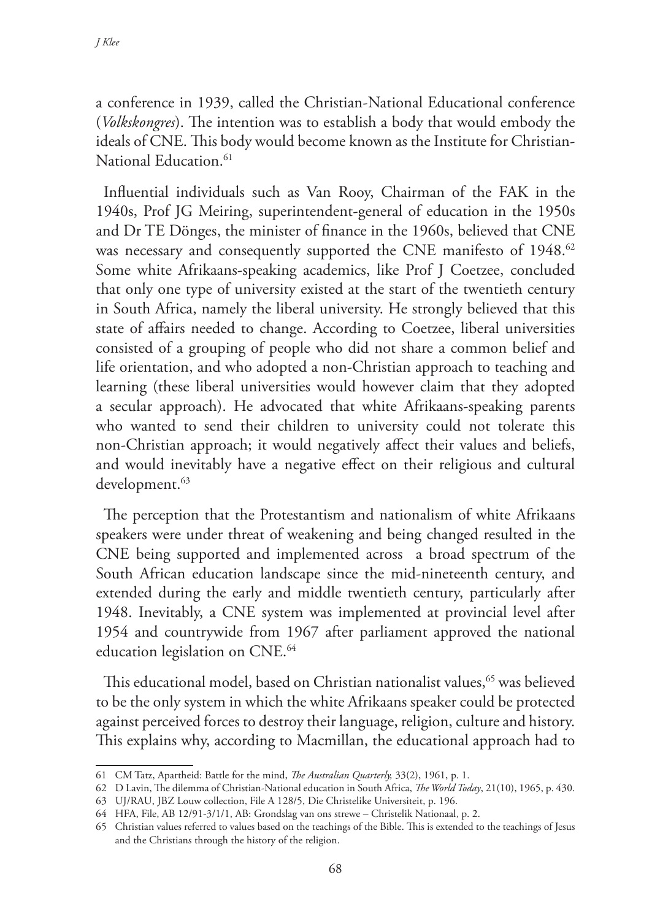a conference in 1939, called the Christian-National Educational conference (*Volkskongres*). The intention was to establish a body that would embody the ideals of CNE. This body would become known as the Institute for Christian-National Education.[61]

Influential individuals such as Van Rooy, Chairman of the FAK in the 1940s, Prof JG Meiring, superintendent-general of education in the 1950s and Dr TE Dönges, the minister of finance in the 1960s, believed that CNE was necessary and consequently supported the CNE manifesto of 1948.[62] Some white Afrikaans-speaking academics, like Prof J Coetzee, concluded that only one type of university existed at the start of the twentieth century in South Africa, namely the liberal university. He strongly believed that this state of affairs needed to change. According to Coetzee, liberal universities consisted of a grouping of people who did not share a common belief and life orientation, and who adopted a non-Christian approach to teaching and learning (these liberal universities would however claim that they adopted a secular approach). He advocated that white Afrikaans-speaking parents who wanted to send their children to university could not tolerate this non-Christian approach; it would negatively affect their values and beliefs, and would inevitably have a negative effect on their religious and cultural development.[63]

The perception that the Protestantism and nationalism of white Afrikaans speakers were under threat of weakening and being changed resulted in the CNE being supported and implemented across a broad spectrum of the South African education landscape since the mid-nineteenth century, and extended during the early and middle twentieth century, particularly after 1948. Inevitably, a CNE system was implemented at provincial level after 1954 and countrywide from 1967 after parliament approved the national education legislation on CNE.[64]

This educational model, based on Christian nationalist values,[65] was believed to be the only system in which the white Afrikaans speaker could be protected against perceived forces to destroy their language, religion, culture and history. This explains why, according to Macmillan, the educational approach had to

---

61 CM Tatz, Apartheid: Battle for the mind, *The Australian Quarterly,* 33(2), 1961, p. 1.

62 D Lavin, The dilemma of Christian-National education in South Africa, *The World Today*, 21(10), 1965, p. 430.

63 UJ/RAU, JBZ Louw collection, File A 128/5, Die Christelike Universiteit, p. 196.

64 HFA, File, AB 12/91-3/1/1, AB: Grondslag van ons strewe – Christelik Nationaal, p. 2.

65 Christian values referred to values based on the teachings of the Bible. This is extended to the teachings of Jesus and the Christians through the history of the religion.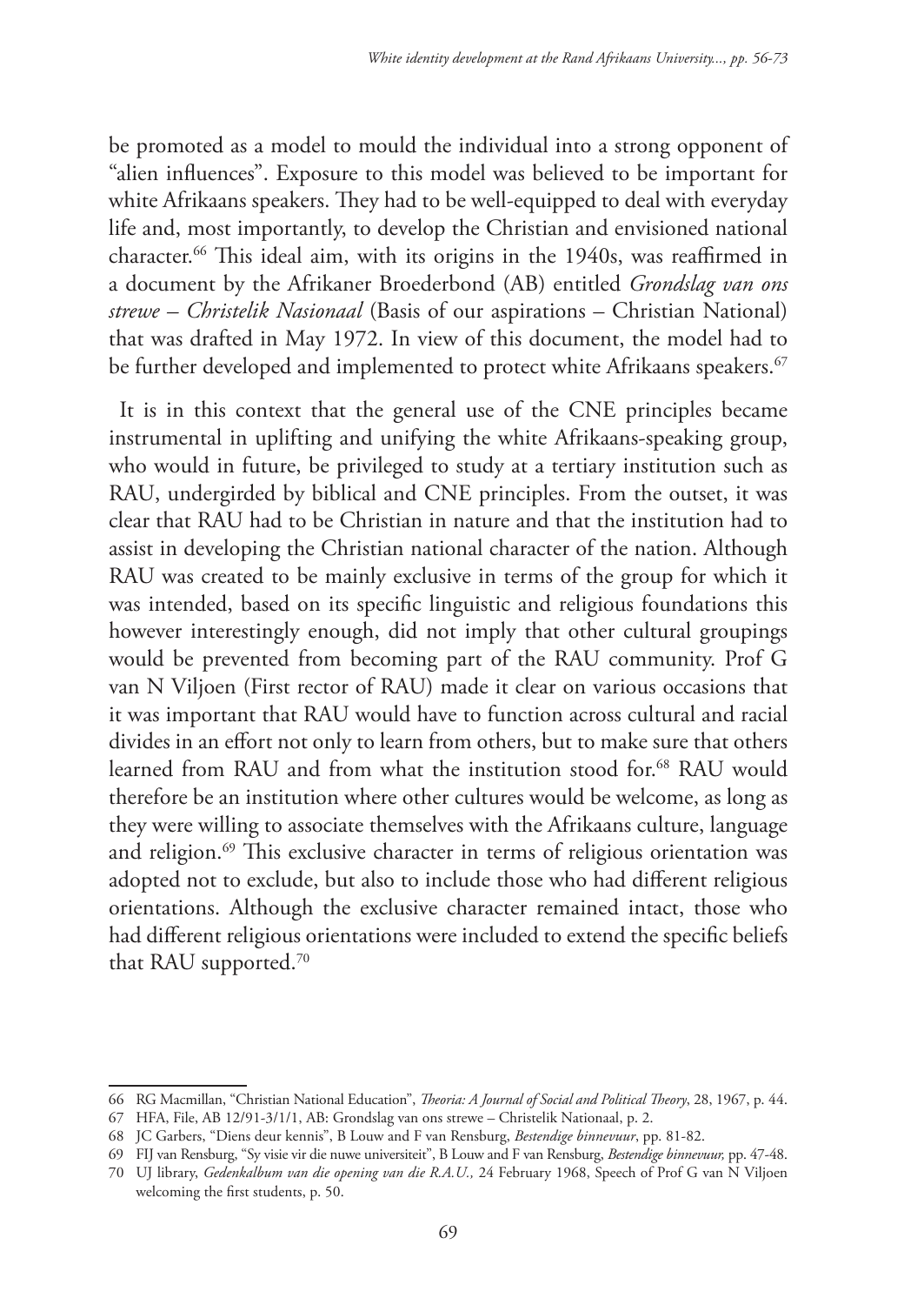be promoted as a model to mould the individual into a strong opponent of "alien influences". Exposure to this model was believed to be important for white Afrikaans speakers. They had to be well-equipped to deal with everyday life and, most importantly, to develop the Christian and envisioned national character.[66] This ideal aim, with its origins in the 1940s, was reaffirmed in a document by the Afrikaner Broederbond (AB) entitled *Grondslag van ons strewe – Christelik Nasionaal* (Basis of our aspirations – Christian National) that was drafted in May 1972. In view of this document, the model had to be further developed and implemented to protect white Afrikaans speakers.[67]

It is in this context that the general use of the CNE principles became instrumental in uplifting and unifying the white Afrikaans-speaking group, who would in future, be privileged to study at a tertiary institution such as RAU, undergirded by biblical and CNE principles. From the outset, it was clear that RAU had to be Christian in nature and that the institution had to assist in developing the Christian national character of the nation. Although RAU was created to be mainly exclusive in terms of the group for which it was intended, based on its specific linguistic and religious foundations this however interestingly enough, did not imply that other cultural groupings would be prevented from becoming part of the RAU community. Prof G van N Viljoen (First rector of RAU) made it clear on various occasions that it was important that RAU would have to function across cultural and racial divides in an effort not only to learn from others, but to make sure that others learned from RAU and from what the institution stood for.[68] RAU would therefore be an institution where other cultures would be welcome, as long as they were willing to associate themselves with the Afrikaans culture, language and religion.[69] This exclusive character in terms of religious orientation was adopted not to exclude, but also to include those who had different religious orientations. Although the exclusive character remained intact, those who had different religious orientations were included to extend the specific beliefs that RAU supported.[70]

---

66 RG Macmillan, "Christian National Education", *Theoria: A Journal of Social and Political Theory*, 28, 1967, p. 44.

67 HFA, File, AB 12/91-3/1/1, AB: Grondslag van ons strewe – Christelik Nationaal, p. 2.

68 JC Garbers, "Diens deur kennis", B Louw and F van Rensburg, *Bestendige binnevuur*, pp. 81-82.

69 FIJ van Rensburg, "Sy visie vir die nuwe universiteit", B Louw and F van Rensburg, *Bestendige binnevuur,* pp. 47-48.

70 UJ library, *Gedenkalbum van die opening van die R.A.U.,* 24 February 1968, Speech of Prof G van N Viljoen welcoming the first students, p. 50.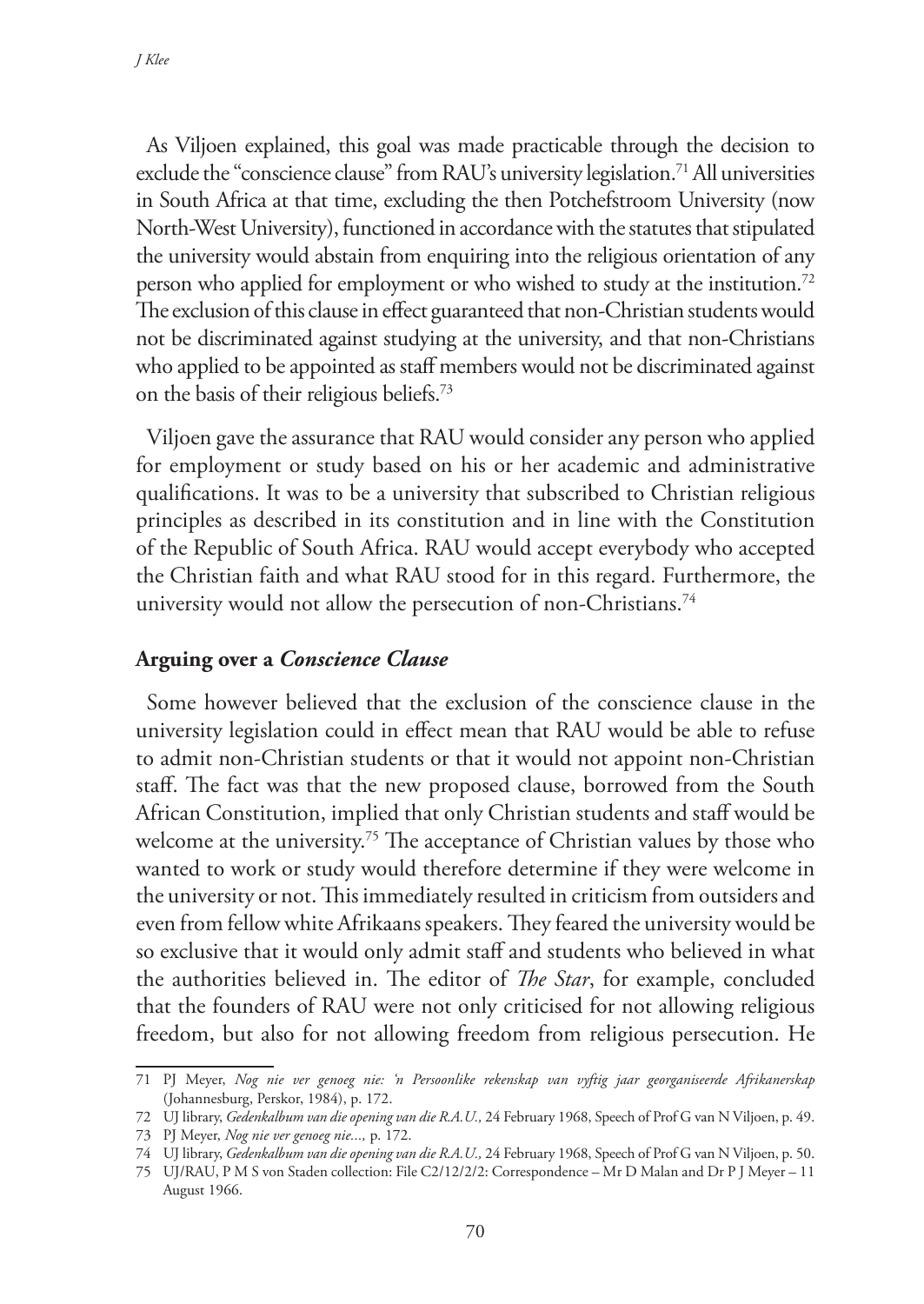As Viljoen explained, this goal was made practicable through the decision to exclude the "conscience clause" from RAU's university legislation.[71] All universities in South Africa at that time, excluding the then Potchefstroom University (now North-West University), functioned in accordance with the statutes that stipulated the university would abstain from enquiring into the religious orientation of any person who applied for employment or who wished to study at the institution.[72] The exclusion of this clause in effect guaranteed that non-Christian students would not be discriminated against studying at the university, and that non-Christians who applied to be appointed as staff members would not be discriminated against on the basis of their religious beliefs.[73]

Viljoen gave the assurance that RAU would consider any person who applied for employment or study based on his or her academic and administrative qualifications. It was to be a university that subscribed to Christian religious principles as described in its constitution and in line with the Constitution of the Republic of South Africa. RAU would accept everybody who accepted the Christian faith and what RAU stood for in this regard. Furthermore, the university would not allow the persecution of non-Christians.[74]

## Arguing over a *Conscience Clause*

Some however believed that the exclusion of the conscience clause in the university legislation could in effect mean that RAU would be able to refuse to admit non-Christian students or that it would not appoint non-Christian staff. The fact was that the new proposed clause, borrowed from the South African Constitution, implied that only Christian students and staff would be welcome at the university.[75] The acceptance of Christian values by those who wanted to work or study would therefore determine if they were welcome in the university or not. This immediately resulted in criticism from outsiders and even from fellow white Afrikaans speakers. They feared the university would be so exclusive that it would only admit staff and students who believed in what the authorities believed in. The editor of *The Star*, for example, concluded that the founders of RAU were not only criticised for not allowing religious freedom, but also for not allowing freedom from religious persecution. He

---

71 PJ Meyer, *Nog nie ver genoeg nie: 'n Persoonlike rekenskap van vyftig jaar georganiseerde Afrikanerskap* (Johannesburg, Perskor, 1984), p. 172.

72 UJ library, *Gedenkalbum van die opening van die R.A.U.,* 24 February 1968, Speech of Prof G van N Viljoen, p. 49.

73 PJ Meyer, *Nog nie ver genoeg nie...,* p. 172.

74 UJ library, *Gedenkalbum van die opening van die R.A.U.,* 24 February 1968, Speech of Prof G van N Viljoen, p. 50.

75 UJ/RAU, P M S von Staden collection: File C2/12/2/2: Correspondence – Mr D Malan and Dr P J Meyer – 11 August 1966.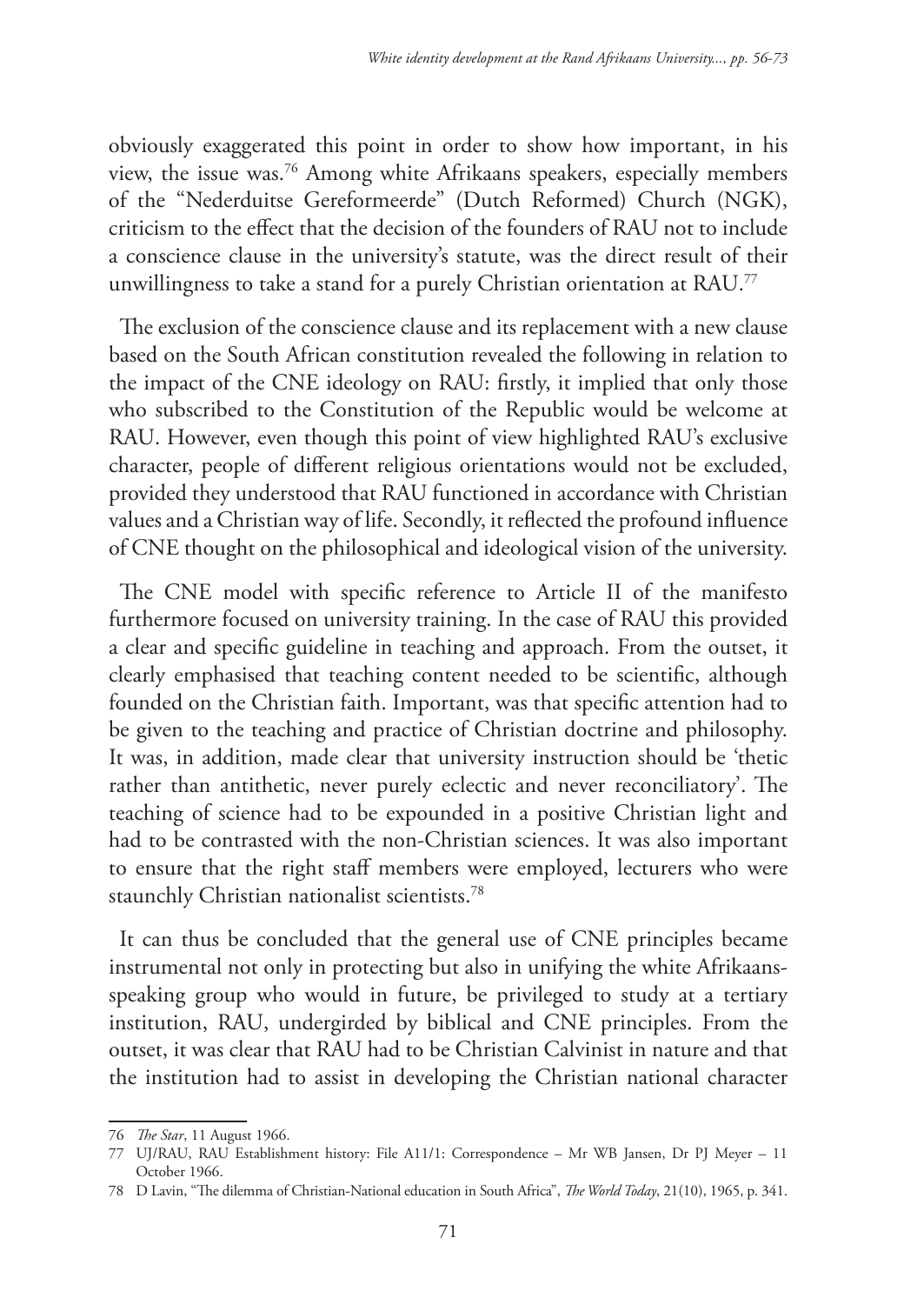obviously exaggerated this point in order to show how important, in his view, the issue was.[76] Among white Afrikaans speakers, especially members of the "Nederduitse Gereformeerde" (Dutch Reformed) Church (NGK), criticism to the effect that the decision of the founders of RAU not to include a conscience clause in the university's statute, was the direct result of their unwillingness to take a stand for a purely Christian orientation at RAU.[77]

The exclusion of the conscience clause and its replacement with a new clause based on the South African constitution revealed the following in relation to the impact of the CNE ideology on RAU: firstly, it implied that only those who subscribed to the Constitution of the Republic would be welcome at RAU. However, even though this point of view highlighted RAU's exclusive character, people of different religious orientations would not be excluded, provided they understood that RAU functioned in accordance with Christian values and a Christian way of life. Secondly, it reflected the profound influence of CNE thought on the philosophical and ideological vision of the university.

The CNE model with specific reference to Article II of the manifesto furthermore focused on university training. In the case of RAU this provided a clear and specific guideline in teaching and approach. From the outset, it clearly emphasised that teaching content needed to be scientific, although founded on the Christian faith. Important, was that specific attention had to be given to the teaching and practice of Christian doctrine and philosophy. It was, in addition, made clear that university instruction should be 'thetic rather than antithetic, never purely eclectic and never reconciliatory'. The teaching of science had to be expounded in a positive Christian light and had to be contrasted with the non-Christian sciences. It was also important to ensure that the right staff members were employed, lecturers who were staunchly Christian nationalist scientists.[78]

It can thus be concluded that the general use of CNE principles became instrumental not only in protecting but also in unifying the white Afrikaans-speaking group who would in future, be privileged to study at a tertiary institution, RAU, undergirded by biblical and CNE principles. From the outset, it was clear that RAU had to be Christian Calvinist in nature and that the institution had to assist in developing the Christian national character

---

76 *The Star*, 11 August 1966.

77 UJ/RAU, RAU Establishment history: File A11/1: Correspondence – Mr WB Jansen, Dr PJ Meyer – 11 October 1966.

78 D Lavin, "The dilemma of Christian-National education in South Africa", *The World Today*, 21(10), 1965, p. 341.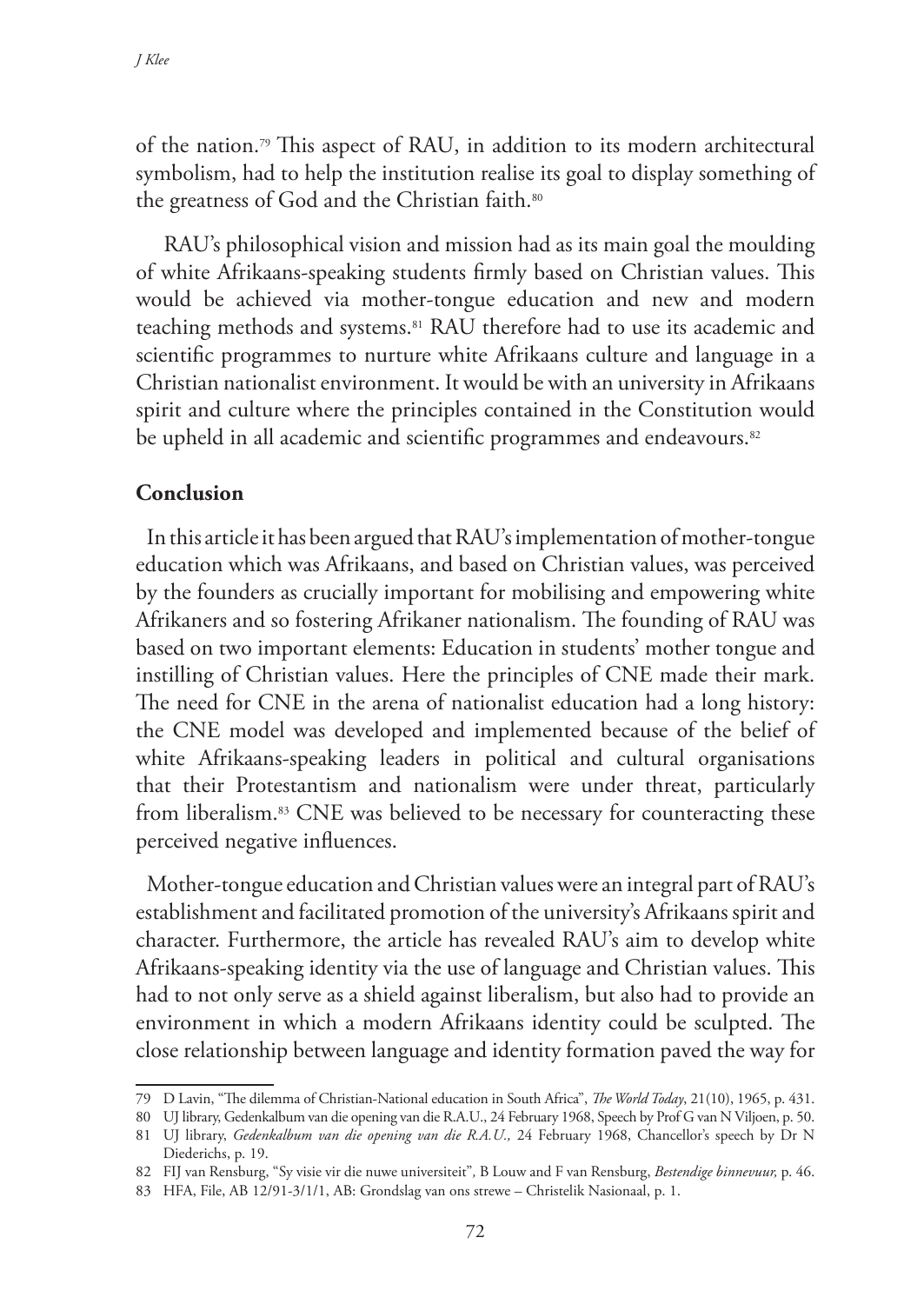of the nation.[79] This aspect of RAU, in addition to its modern architectural symbolism, had to help the institution realise its goal to display something of the greatness of God and the Christian faith.[80]

RAU's philosophical vision and mission had as its main goal the moulding of white Afrikaans-speaking students firmly based on Christian values. This would be achieved via mother-tongue education and new and modern teaching methods and systems.[81] RAU therefore had to use its academic and scientific programmes to nurture white Afrikaans culture and language in a Christian nationalist environment. It would be with an university in Afrikaans spirit and culture where the principles contained in the Constitution would be upheld in all academic and scientific programmes and endeavours.[82]

## Conclusion

In this article it has been argued that RAU's implementation of mother-tongue education which was Afrikaans, and based on Christian values, was perceived by the founders as crucially important for mobilising and empowering white Afrikaners and so fostering Afrikaner nationalism. The founding of RAU was based on two important elements: Education in students' mother tongue and instilling of Christian values. Here the principles of CNE made their mark. The need for CNE in the arena of nationalist education had a long history: the CNE model was developed and implemented because of the belief of white Afrikaans-speaking leaders in political and cultural organisations that their Protestantism and nationalism were under threat, particularly from liberalism.[83] CNE was believed to be necessary for counteracting these perceived negative influences.

Mother-tongue education and Christian values were an integral part of RAU's establishment and facilitated promotion of the university's Afrikaans spirit and character. Furthermore, the article has revealed RAU's aim to develop white Afrikaans-speaking identity via the use of language and Christian values. This had to not only serve as a shield against liberalism, but also had to provide an environment in which a modern Afrikaans identity could be sculpted. The close relationship between language and identity formation paved the way for

79 D Lavin, "The dilemma of Christian-National education in South Africa", *The World Today*, 21(10), 1965, p. 431.

80 UJ library, Gedenkalbum van die opening van die R.A.U., 24 February 1968, Speech by Prof G van N Viljoen, p. 50.

81 UJ library, *Gedenkalbum van die opening van die R.A.U.,* 24 February 1968, Chancellor's speech by Dr N Diederichs, p. 19.

82 FIJ van Rensburg, "Sy visie vir die nuwe universiteit", B Louw and F van Rensburg, *Bestendige binnevuur,* p. 46.

83 HFA, File, AB 12/91-3/1/1, AB: Grondslag van ons strewe – Christelik Nasionaal, p. 1.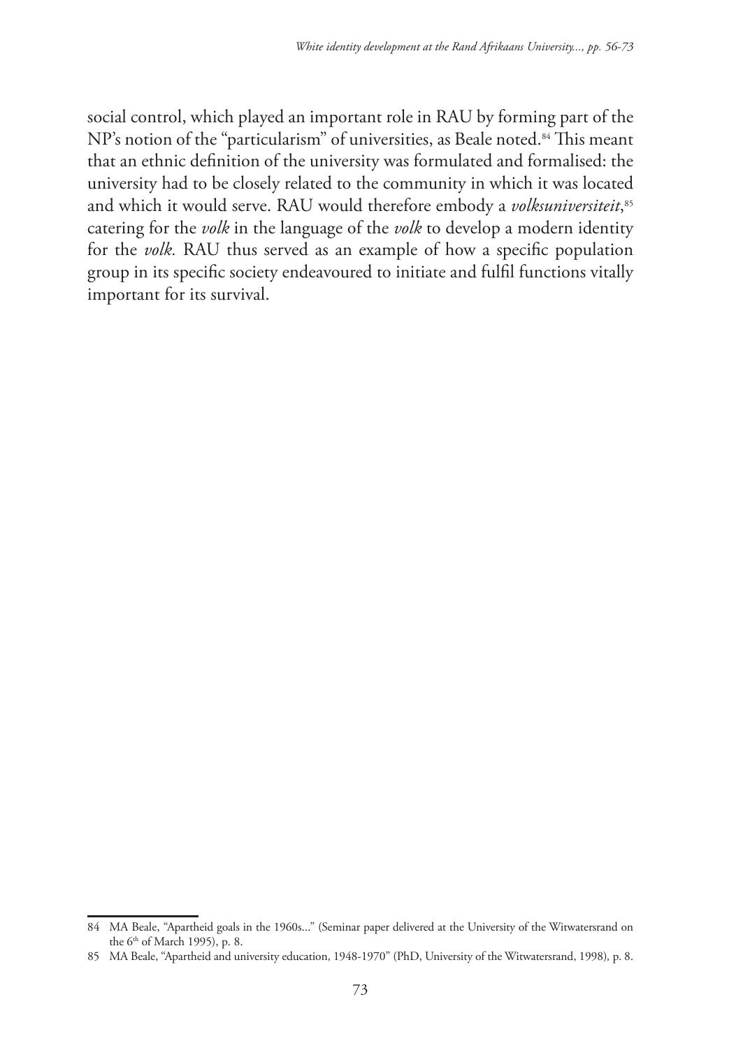social control, which played an important role in RAU by forming part of the NP's notion of the "particularism" of universities, as Beale noted.[84] This meant that an ethnic definition of the university was formulated and formalised: the university had to be closely related to the community in which it was located and which it would serve. RAU would therefore embody a *volksuniversiteit*,[85] catering for the *volk* in the language of the *volk* to develop a modern identity for the *volk.* RAU thus served as an example of how a specific population group in its specific society endeavoured to initiate and fulfil functions vitally important for its survival.

---

84 MA Beale, "Apartheid goals in the 1960s..." (Seminar paper delivered at the University of the Witwatersrand on the 6th of March 1995), p. 8.

85 MA Beale, "Apartheid and university education, 1948-1970" (PhD, University of the Witwatersrand, 1998), p. 8.